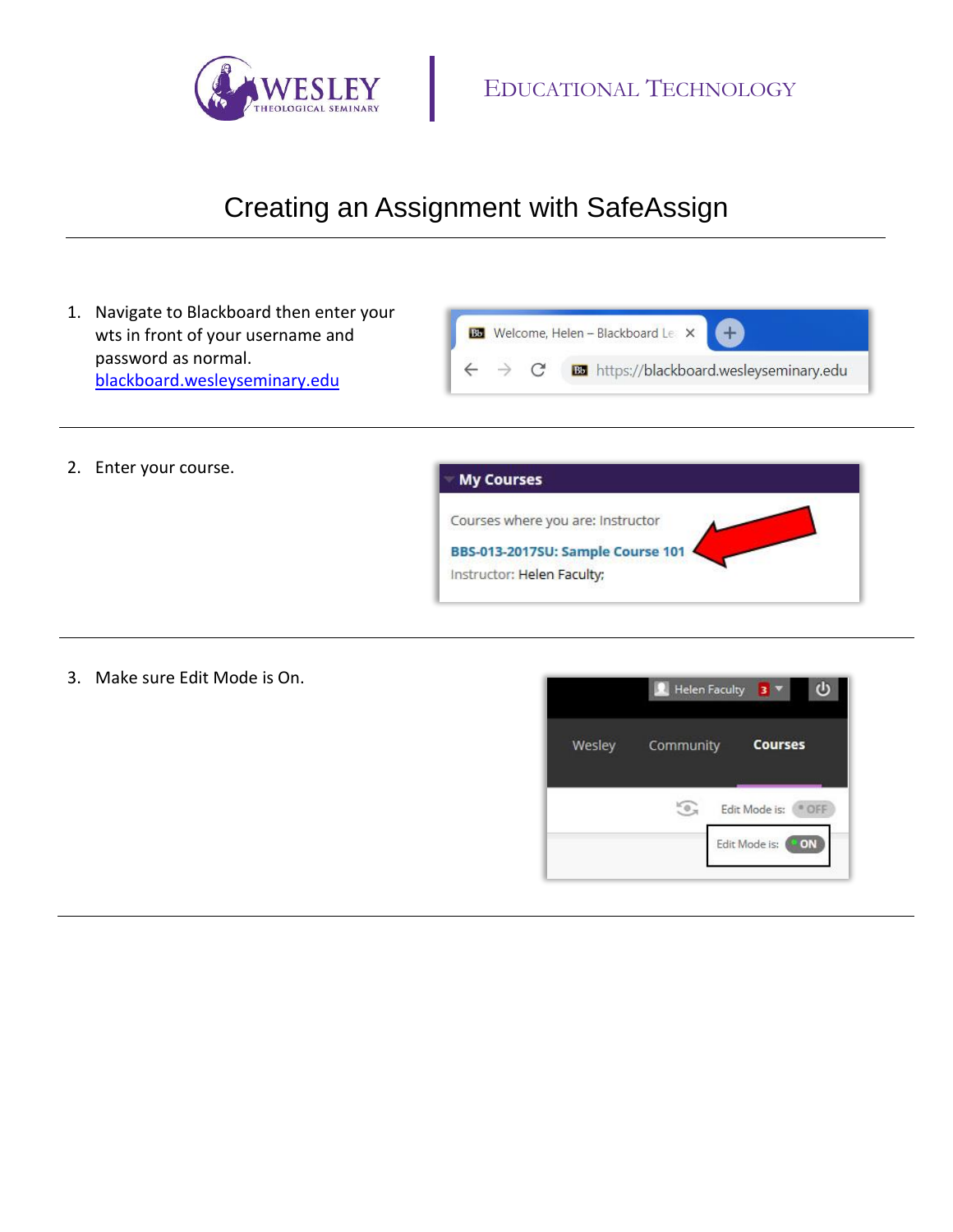WESLEY THEOLOGICAL SEMINARY | EDUCATIONAL TECHNOLOGY

# Creating an Assignment with SafeAssign

---

1. Navigate to Blackboard then enter your wts in front of your username and password as normal. [blackboard.wesleyseminary.edu](https://blackboard.wesleyseminary.edu)

---

2. Enter your course.

---

3. Make sure Edit Mode is On.

---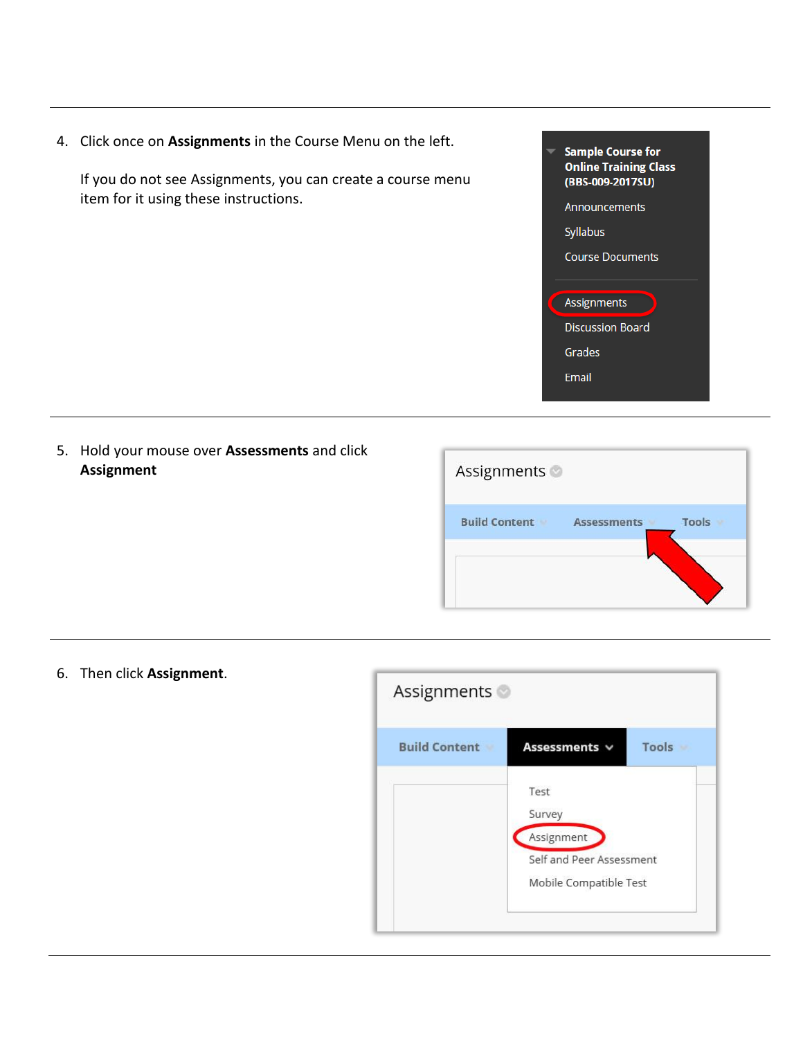4. Click once on **Assignments** in the Course Menu on the left.

   If you do not see Assignments, you can create a course menu item for it using these instructions.

---

5. Hold your mouse over **Assessments** and click **Assignment**

---

6. Then click **Assignment**.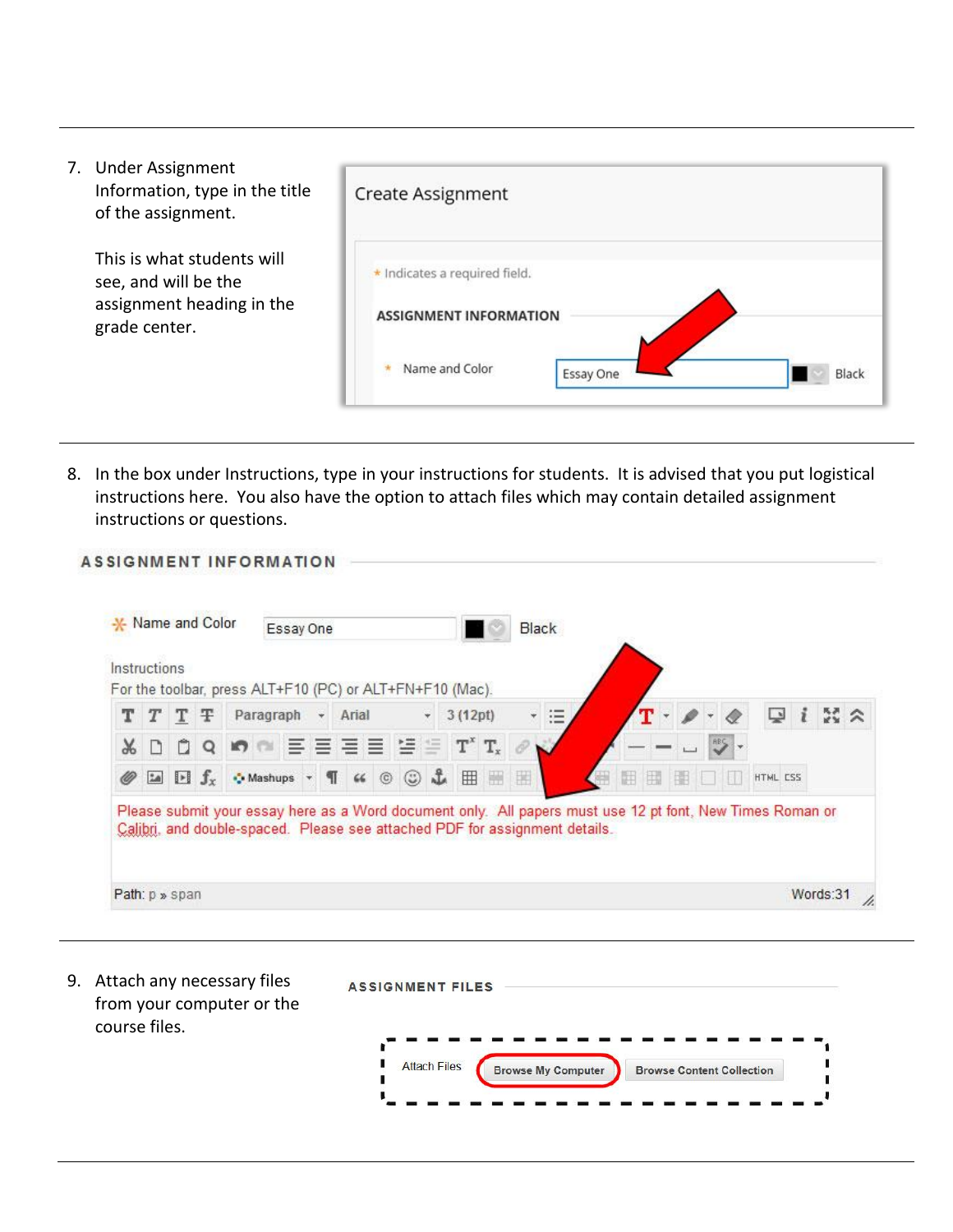7. Under Assignment Information, type in the title of the assignment.

   This is what students will see, and will be the assignment heading in the grade center.

8. In the box under Instructions, type in your instructions for students. It is advised that you put logistical instructions here. You also have the option to attach files which may contain detailed assignment instructions or questions.

9. Attach any necessary files from your computer or the course files.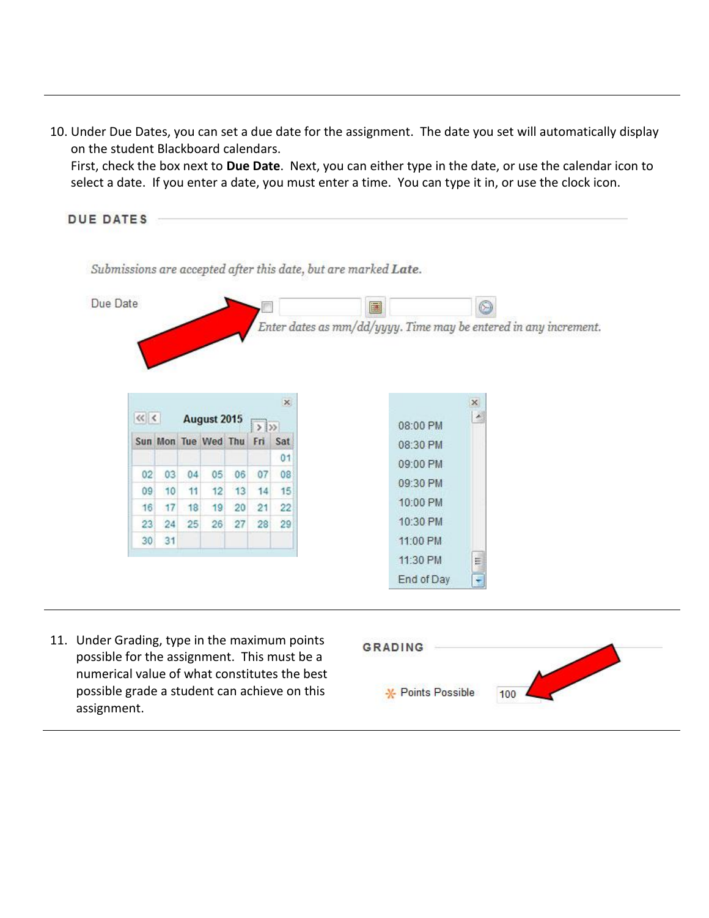10. Under Due Dates, you can set a due date for the assignment. The date you set will automatically display on the student Blackboard calendars.
    First, check the box next to **Due Date**. Next, you can either type in the date, or use the calendar icon to select a date. If you enter a date, you must enter a time. You can type it in, or use the clock icon.

DUE DATES

*Submissions are accepted after this date, but are marked **Late**.*

Due Date

*Enter dates as mm/dd/yyyy. Time may be entered in any increment.*

August 2015

| Sun | Mon | Tue | Wed | Thu | Fri | Sat |
| --- | --- | --- | --- | --- | --- | --- |
| | | | | | | 01 |
| 02 | 03 | 04 | 05 | 06 | 07 | 08 |
| 09 | 10 | 11 | 12 | 13 | 14 | 15 |
| 16 | 17 | 18 | 19 | 20 | 21 | 22 |
| 23 | 24 | 25 | 26 | 27 | 28 | 29 |
| 30 | 31 | | | | | |

08:00 PM
08:30 PM
09:00 PM
09:30 PM
10:00 PM
10:30 PM
11:00 PM
11:30 PM
End of Day

11. Under Grading, type in the maximum points possible for the assignment. This must be a numerical value of what constitutes the best possible grade a student can achieve on this assignment.

GRADING

* Points Possible 100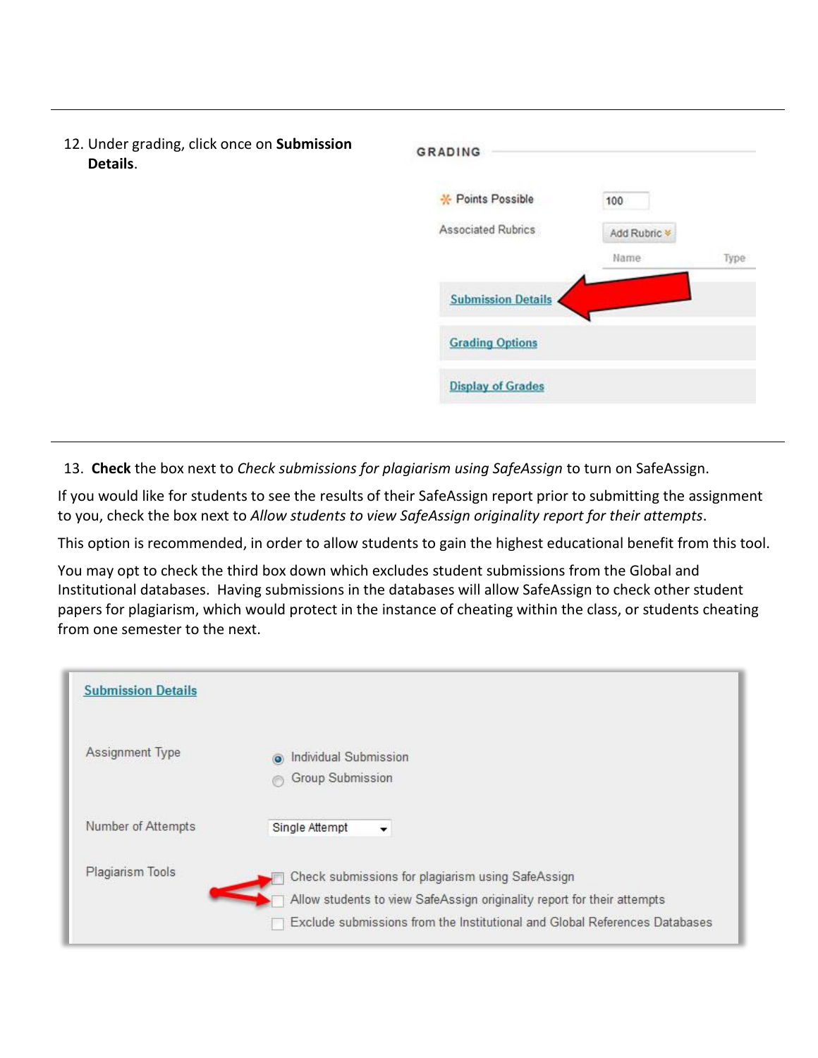12. Under grading, click once on **Submission Details**.

GRADING

Points Possible 100

Associated Rubrics Add Rubric

Name Type

Submission Details

Grading Options

Display of Grades

---

13. **Check** the box next to *Check submissions for plagiarism using SafeAssign* to turn on SafeAssign.

If you would like for students to see the results of their SafeAssign report prior to submitting the assignment to you, check the box next to *Allow students to view SafeAssign originality report for their attempts*.

This option is recommended, in order to allow students to gain the highest educational benefit from this tool.

You may opt to check the third box down which excludes student submissions from the Global and Institutional databases. Having submissions in the databases will allow SafeAssign to check other student papers for plagiarism, which would protect in the instance of cheating within the class, or students cheating from one semester to the next.

Submission Details

Assignment Type: Individual Submission / Group Submission

Number of Attempts: Single Attempt

Plagiarism Tools:
- Check submissions for plagiarism using SafeAssign
- Allow students to view SafeAssign originality report for their attempts
- Exclude submissions from the Institutional and Global References Databases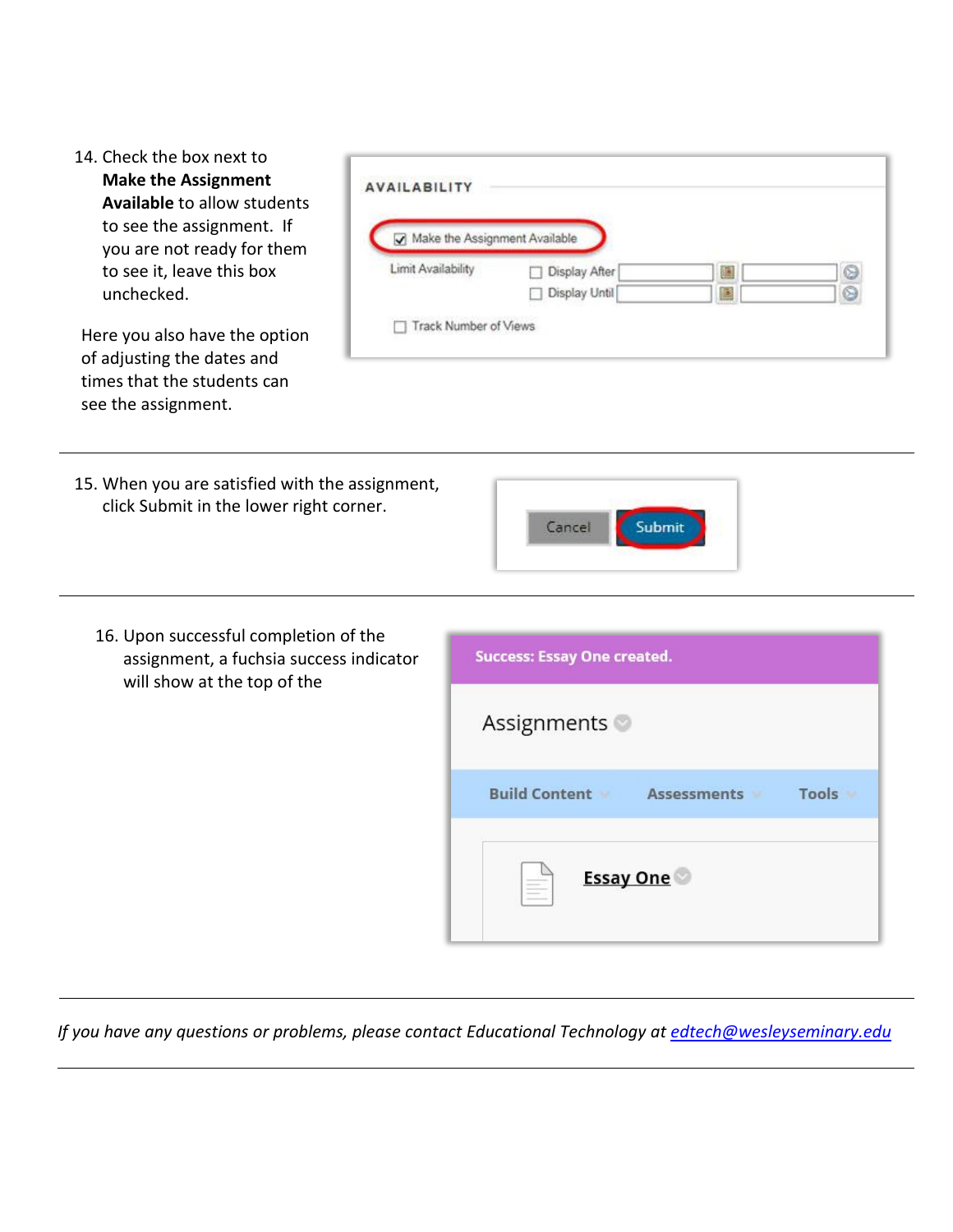14. Check the box next to **Make the Assignment Available** to allow students to see the assignment. If you are not ready for them to see it, leave this box unchecked.

    Here you also have the option of adjusting the dates and times that the students can see the assignment.

---

15. When you are satisfied with the assignment, click Submit in the lower right corner.

---

16. Upon successful completion of the assignment, a fuchsia success indicator will show at the top of the

---

*If you have any questions or problems, please contact Educational Technology at [edtech@wesleyseminary.edu](mailto:edtech@wesleyseminary.edu)*

---